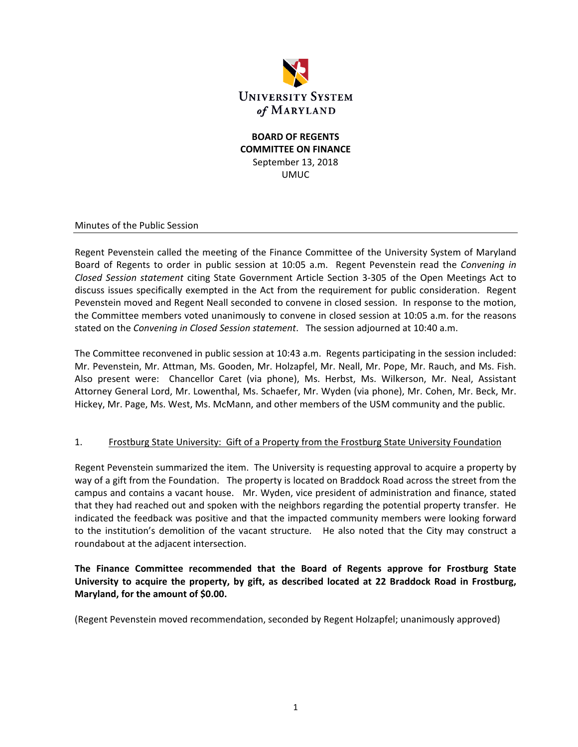UNIVERSITY SYSTEM *of* MARYLAND

**BOARD OF REGENTS**
**COMMITTEE ON FINANCE**
September 13, 2018
UMUC

Minutes of the Public Session

---

Regent Pevenstein called the meeting of the Finance Committee of the University System of Maryland Board of Regents to order in public session at 10:05 a.m. Regent Pevenstein read the *Convening in Closed Session statement* citing State Government Article Section 3-305 of the Open Meetings Act to discuss issues specifically exempted in the Act from the requirement for public consideration. Regent Pevenstein moved and Regent Neall seconded to convene in closed session. In response to the motion, the Committee members voted unanimously to convene in closed session at 10:05 a.m. for the reasons stated on the *Convening in Closed Session statement*. The session adjourned at 10:40 a.m.

The Committee reconvened in public session at 10:43 a.m. Regents participating in the session included: Mr. Pevenstein, Mr. Attman, Ms. Gooden, Mr. Holzapfel, Mr. Neall, Mr. Pope, Mr. Rauch, and Ms. Fish. Also present were: Chancellor Caret (via phone), Ms. Herbst, Ms. Wilkerson, Mr. Neal, Assistant Attorney General Lord, Mr. Lowenthal, Ms. Schaefer, Mr. Wyden (via phone), Mr. Cohen, Mr. Beck, Mr. Hickey, Mr. Page, Ms. West, Ms. McMann, and other members of the USM community and the public.

1. Frostburg State University: Gift of a Property from the Frostburg State University Foundation

Regent Pevenstein summarized the item. The University is requesting approval to acquire a property by way of a gift from the Foundation. The property is located on Braddock Road across the street from the campus and contains a vacant house. Mr. Wyden, vice president of administration and finance, stated that they had reached out and spoken with the neighbors regarding the potential property transfer. He indicated the feedback was positive and that the impacted community members were looking forward to the institution's demolition of the vacant structure. He also noted that the City may construct a roundabout at the adjacent intersection.

**The Finance Committee recommended that the Board of Regents approve for Frostburg State University to acquire the property, by gift, as described located at 22 Braddock Road in Frostburg, Maryland, for the amount of $0.00.**

(Regent Pevenstein moved recommendation, seconded by Regent Holzapfel; unanimously approved)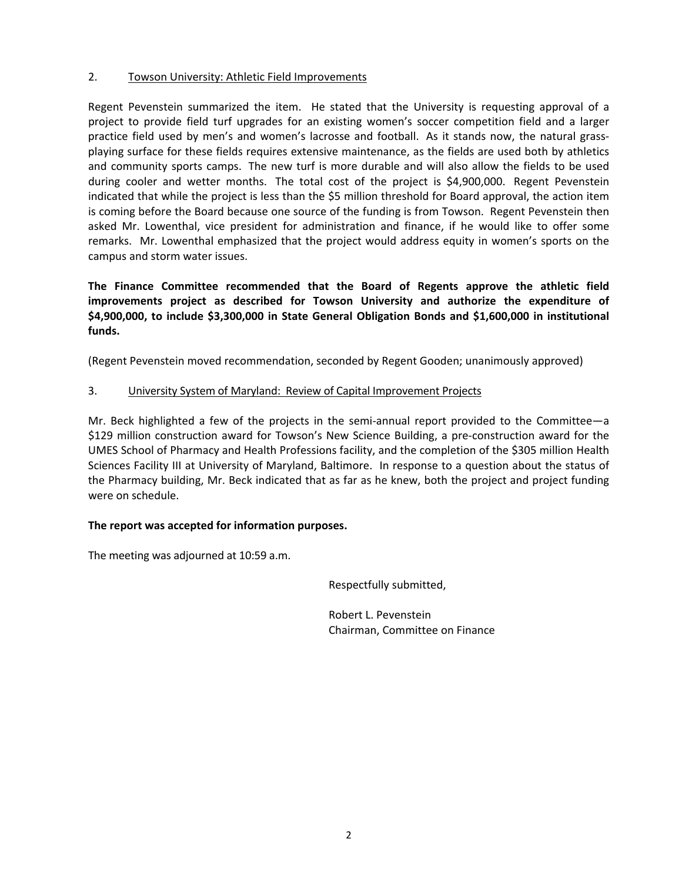2. Towson University: Athletic Field Improvements

Regent Pevenstein summarized the item. He stated that the University is requesting approval of a project to provide field turf upgrades for an existing women's soccer competition field and a larger practice field used by men's and women's lacrosse and football. As it stands now, the natural grass-playing surface for these fields requires extensive maintenance, as the fields are used both by athletics and community sports camps. The new turf is more durable and will also allow the fields to be used during cooler and wetter months. The total cost of the project is $4,900,000. Regent Pevenstein indicated that while the project is less than the $5 million threshold for Board approval, the action item is coming before the Board because one source of the funding is from Towson. Regent Pevenstein then asked Mr. Lowenthal, vice president for administration and finance, if he would like to offer some remarks. Mr. Lowenthal emphasized that the project would address equity in women's sports on the campus and storm water issues.

**The Finance Committee recommended that the Board of Regents approve the athletic field improvements project as described for Towson University and authorize the expenditure of $4,900,000, to include $3,300,000 in State General Obligation Bonds and $1,600,000 in institutional funds.**

(Regent Pevenstein moved recommendation, seconded by Regent Gooden; unanimously approved)

3. University System of Maryland: Review of Capital Improvement Projects

Mr. Beck highlighted a few of the projects in the semi-annual report provided to the Committee—a $129 million construction award for Towson's New Science Building, a pre-construction award for the UMES School of Pharmacy and Health Professions facility, and the completion of the $305 million Health Sciences Facility III at University of Maryland, Baltimore. In response to a question about the status of the Pharmacy building, Mr. Beck indicated that as far as he knew, both the project and project funding were on schedule.

**The report was accepted for information purposes.**

The meeting was adjourned at 10:59 a.m.

Respectfully submitted,

Robert L. Pevenstein
Chairman, Committee on Finance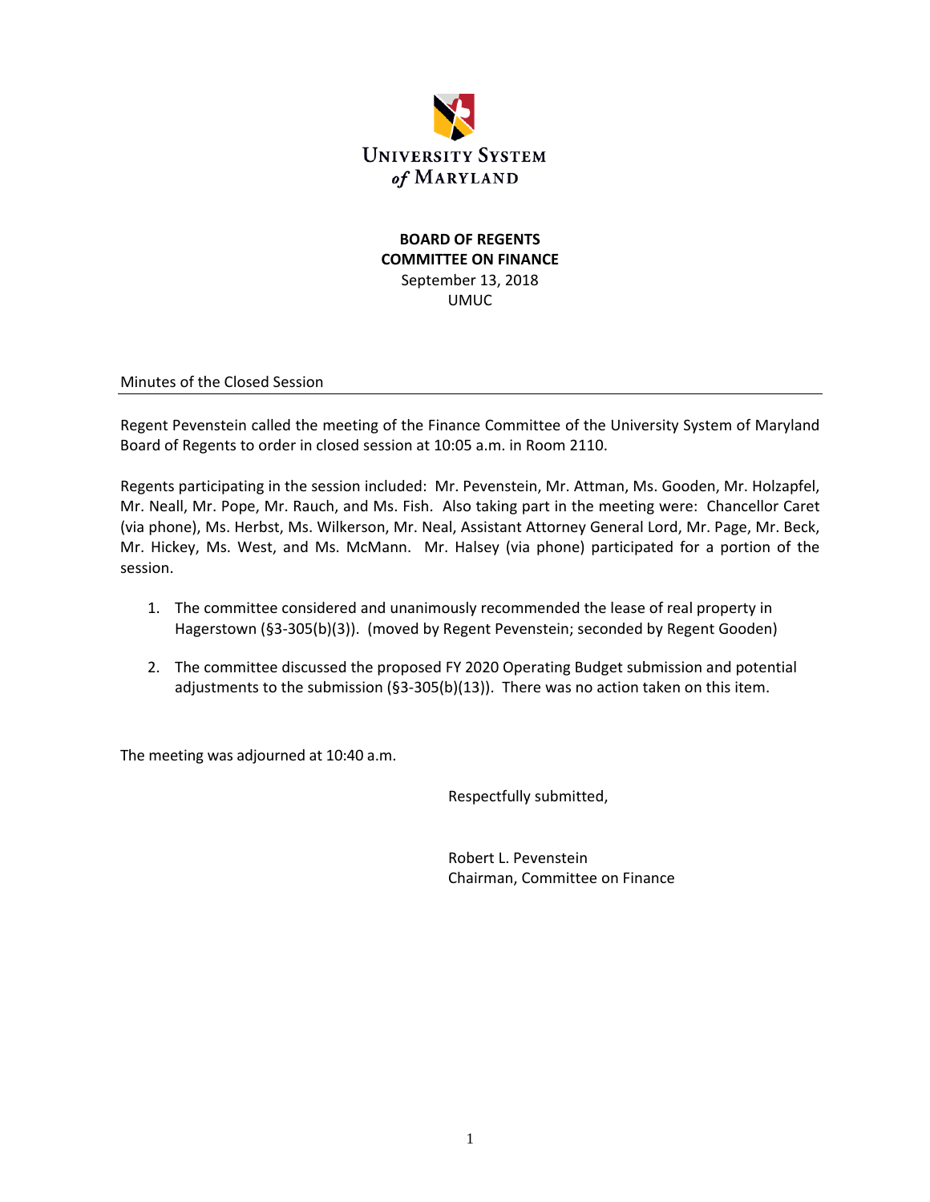UNIVERSITY SYSTEM
of MARYLAND

**BOARD OF REGENTS**
**COMMITTEE ON FINANCE**
September 13, 2018
UMUC

Minutes of the Closed Session

---

Regent Pevenstein called the meeting of the Finance Committee of the University System of Maryland Board of Regents to order in closed session at 10:05 a.m. in Room 2110.

Regents participating in the session included: Mr. Pevenstein, Mr. Attman, Ms. Gooden, Mr. Holzapfel, Mr. Neall, Mr. Pope, Mr. Rauch, and Ms. Fish. Also taking part in the meeting were: Chancellor Caret (via phone), Ms. Herbst, Ms. Wilkerson, Mr. Neal, Assistant Attorney General Lord, Mr. Page, Mr. Beck, Mr. Hickey, Ms. West, and Ms. McMann. Mr. Halsey (via phone) participated for a portion of the session.

1. The committee considered and unanimously recommended the lease of real property in Hagerstown (§3-305(b)(3)). (moved by Regent Pevenstein; seconded by Regent Gooden)

2. The committee discussed the proposed FY 2020 Operating Budget submission and potential adjustments to the submission (§3-305(b)(13)). There was no action taken on this item.

The meeting was adjourned at 10:40 a.m.

Respectfully submitted,

Robert L. Pevenstein
Chairman, Committee on Finance